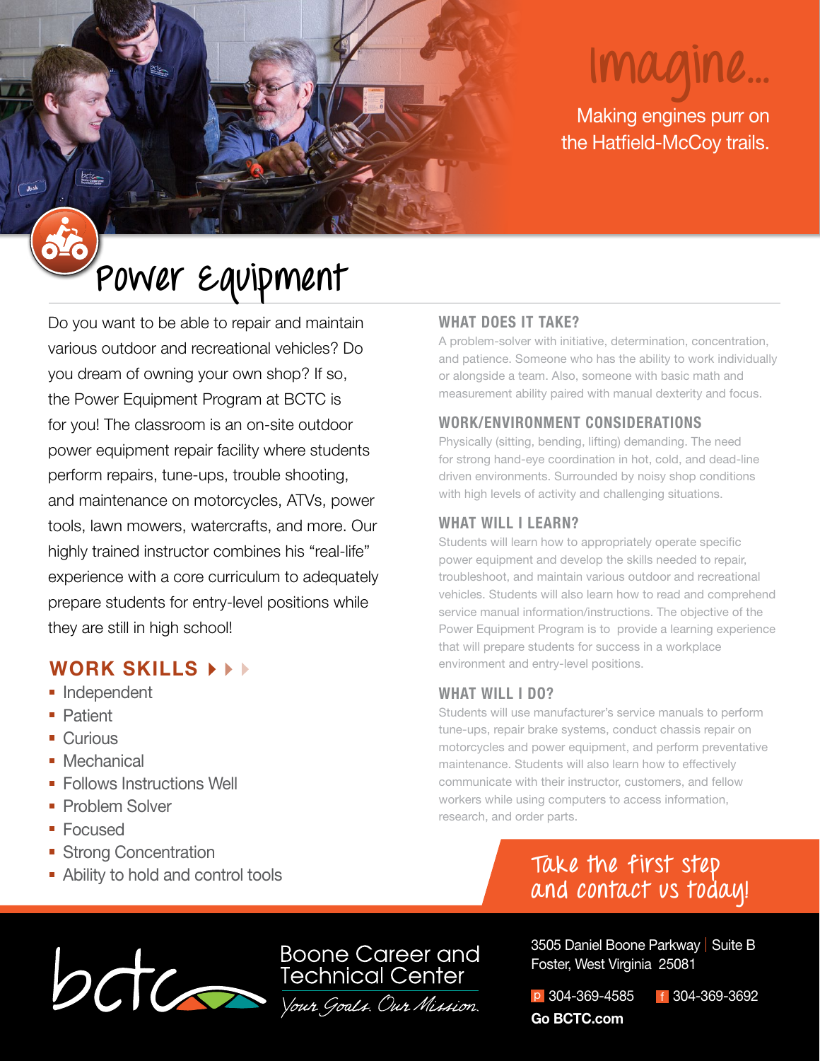Imagine...

Making engines purr on the Hatfield-McCoy trails.

# Power Equipment

Do you want to be able to repair and maintain various outdoor and recreational vehicles? Do you dream of owning your own shop? If so, the Power Equipment Program at BCTC is for you! The classroom is an on-site outdoor power equipment repair facility where students perform repairs, tune-ups, trouble shooting, and maintenance on motorcycles, ATVs, power tools, lawn mowers, watercrafts, and more. Our highly trained instructor combines his "real-life" experience with a core curriculum to adequately prepare students for entry-level positions while they are still in high school!

## WORK SKILLS

- Independent
- Patient
- Curious
- Mechanical
- Follows Instructions Well
- Problem Solver
- Focused
- Strong Concentration
- Ability to hold and control tools

## WHAT DOES IT TAKE?

A problem-solver with initiative, determination, concentration, and patience. Someone who has the ability to work individually or alongside a team. Also, someone with basic math and measurement ability paired with manual dexterity and focus.

## WORK/ENVIRONMENT CONSIDERATIONS

Physically (sitting, bending, lifting) demanding. The need for strong hand-eye coordination in hot, cold, and dead-line driven environments. Surrounded by noisy shop conditions with high levels of activity and challenging situations.

## WHAT WILL I LEARN?

Students will learn how to appropriately operate specific power equipment and develop the skills needed to repair, troubleshoot, and maintain various outdoor and recreational vehicles. Students will also learn how to read and comprehend service manual information/instructions. The objective of the Power Equipment Program is to provide a learning experience that will prepare students for success in a workplace environment and entry-level positions.

## WHAT WILL I DO?

Students will use manufacturer's service manuals to perform tune-ups, repair brake systems, conduct chassis repair on motorcycles and power equipment, and perform preventative maintenance. Students will also learn how to effectively communicate with their instructor, customers, and fellow workers while using computers to access information, research, and order parts.

Take the first step and contact us today!

bctc Boone Career and Technical Center
*Your Goals. Our Mission.*

3505 Daniel Boone Parkway | Suite B
Foster, West Virginia 25081

p 304-369-4585 f 304-369-3692

**Go BCTC.com**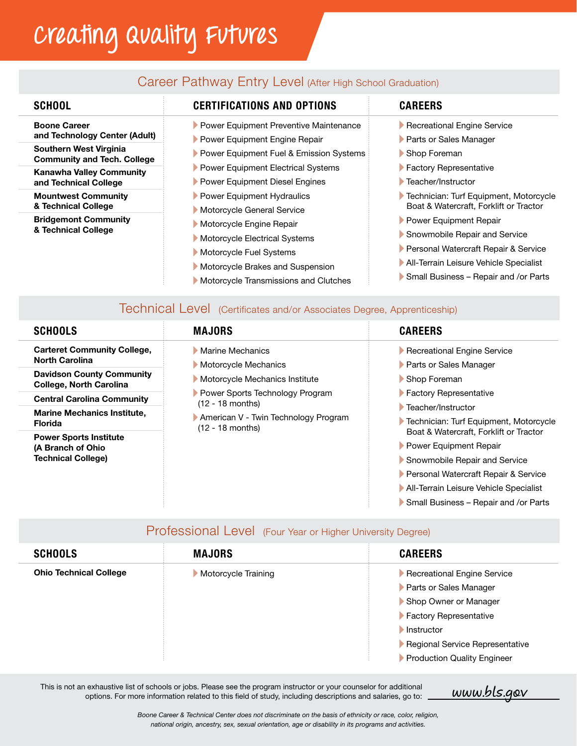# Creating Quality Futures

## Career Pathway Entry Level (After High School Graduation)

| SCHOOL | CERTIFICATIONS AND OPTIONS | CAREERS |
|---|---|---|
| **Boone Career and Technology Center (Adult)** | Power Equipment Preventive Maintenance | Recreational Engine Service |
| **Southern West Virginia Community and Tech. College** | Power Equipment Engine Repair | Parts or Sales Manager |
| **Kanawha Valley Community and Technical College** | Power Equipment Fuel & Emission Systems | Shop Foreman |
| **Mountwest Community & Technical College** | Power Equipment Electrical Systems | Factory Representative |
| **Bridgemont Community & Technical College** | Power Equipment Diesel Engines | Teacher/Instructor |
| | Power Equipment Hydraulics | Technician: Turf Equipment, Motorcycle Boat & Watercraft, Forklift or Tractor |
| | Motorcycle General Service | Power Equipment Repair |
| | Motorcycle Engine Repair | Snowmobile Repair and Service |
| | Motorcycle Electrical Systems | Personal Watercraft Repair & Service |
| | Motorcycle Fuel Systems | All-Terrain Leisure Vehicle Specialist |
| | Motorcycle Brakes and Suspension | Small Business – Repair and /or Parts |
| | Motorcycle Transmissions and Clutches | |

## Technical Level (Certificates and/or Associates Degree, Apprenticeship)

| SCHOOLS | MAJORS | CAREERS |
|---|---|---|
| **Carteret Community College, North Carolina** | Marine Mechanics | Recreational Engine Service |
| **Davidson County Community College, North Carolina** | Motorcycle Mechanics | Parts or Sales Manager |
| **Central Carolina Community** | Motorcycle Mechanics Institute | Shop Foreman |
| **Marine Mechanics Institute, Florida** | Power Sports Technology Program (12 - 18 months) | Factory Representative |
| **Power Sports Institute (A Branch of Ohio Technical College)** | American V - Twin Technology Program (12 - 18 months) | Teacher/Instructor |
| | | Technician: Turf Equipment, Motorcycle Boat & Watercraft, Forklift or Tractor |
| | | Power Equipment Repair |
| | | Snowmobile Repair and Service |
| | | Personal Watercraft Repair & Service |
| | | All-Terrain Leisure Vehicle Specialist |
| | | Small Business – Repair and /or Parts |

## Professional Level (Four Year or Higher University Degree)

| SCHOOLS | MAJORS | CAREERS |
|---|---|---|
| **Ohio Technical College** | Motorcycle Training | Recreational Engine Service |
| | | Parts or Sales Manager |
| | | Shop Owner or Manager |
| | | Factory Representative |
| | | Instructor |
| | | Regional Service Representative |
| | | Production Quality Engineer |

This is not an exhaustive list of schools or jobs. Please see the program instructor or your counselor for additional options. For more information related to this field of study, including descriptions and salaries, go to: www.bls.gov

*Boone Career & Technical Center does not discriminate on the basis of ethnicity or race, color, religion, national origin, ancestry, sex, sexual orientation, age or disability in its programs and activities.*